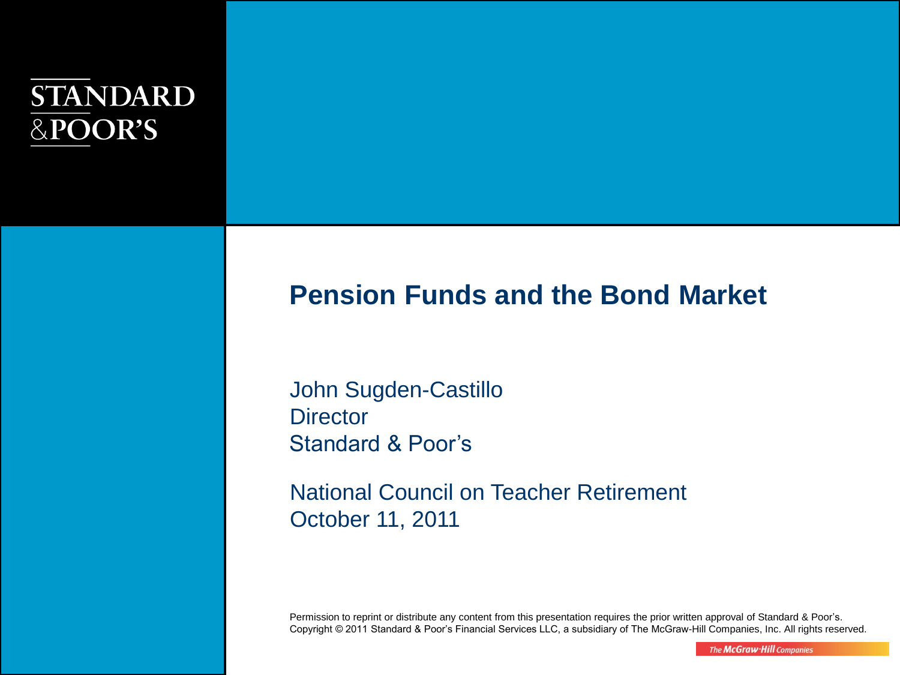STANDARD & POOR'S

# Pension Funds and the Bond Market

John Sugden-Castillo
Director
Standard & Poor's

National Council on Teacher Retirement
October 11, 2011

Permission to reprint or distribute any content from this presentation requires the prior written approval of Standard & Poor's.
Copyright © 2011 Standard & Poor's Financial Services LLC, a subsidiary of The McGraw-Hill Companies, Inc. All rights reserved.

The McGraw-Hill Companies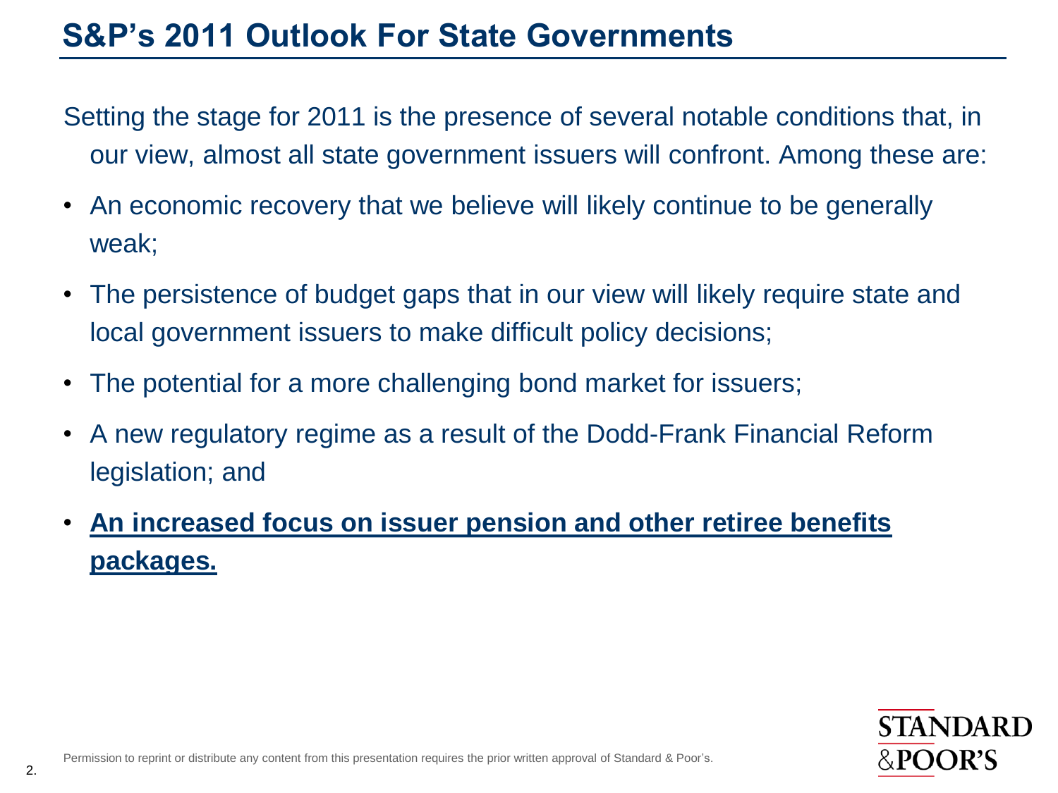# S&P's 2011 Outlook For State Governments

Setting the stage for 2011 is the presence of several notable conditions that, in our view, almost all state government issuers will confront. Among these are:

- An economic recovery that we believe will likely continue to be generally weak;
- The persistence of budget gaps that in our view will likely require state and local government issuers to make difficult policy decisions;
- The potential for a more challenging bond market for issuers;
- A new regulatory regime as a result of the Dodd-Frank Financial Reform legislation; and
- **An increased focus on issuer pension and other retiree benefits packages.**

Permission to reprint or distribute any content from this presentation requires the prior written approval of Standard & Poor's.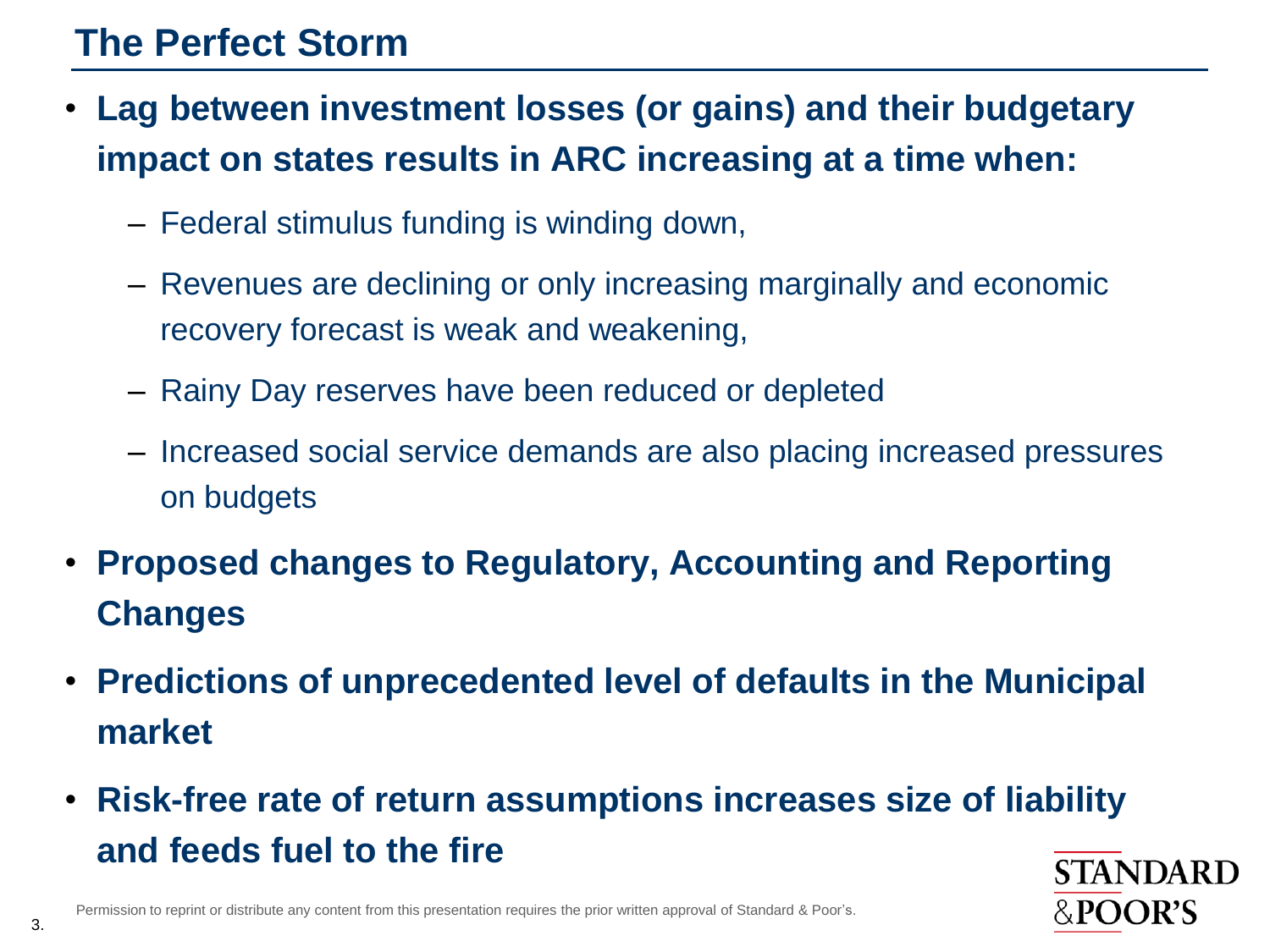# The Perfect Storm

- **Lag between investment losses (or gains) and their budgetary impact on states results in ARC increasing at a time when:**
  - Federal stimulus funding is winding down,
  - Revenues are declining or only increasing marginally and economic recovery forecast is weak and weakening,
  - Rainy Day reserves have been reduced or depleted
  - Increased social service demands are also placing increased pressures on budgets
- **Proposed changes to Regulatory, Accounting and Reporting Changes**
- **Predictions of unprecedented level of defaults in the Municipal market**
- **Risk-free rate of return assumptions increases size of liability and feeds fuel to the fire**

Permission to reprint or distribute any content from this presentation requires the prior written approval of Standard & Poor's.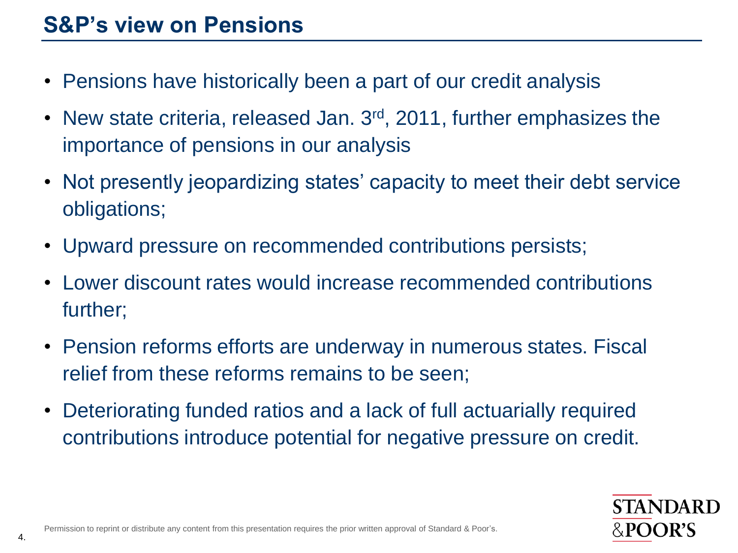# S&P's view on Pensions

- Pensions have historically been a part of our credit analysis
- New state criteria, released Jan. 3rd, 2011, further emphasizes the importance of pensions in our analysis
- Not presently jeopardizing states' capacity to meet their debt service obligations;
- Upward pressure on recommended contributions persists;
- Lower discount rates would increase recommended contributions further;
- Pension reforms efforts are underway in numerous states. Fiscal relief from these reforms remains to be seen;
- Deteriorating funded ratios and a lack of full actuarially required contributions introduce potential for negative pressure on credit.

Permission to reprint or distribute any content from this presentation requires the prior written approval of Standard & Poor's.

STANDARD &POOR'S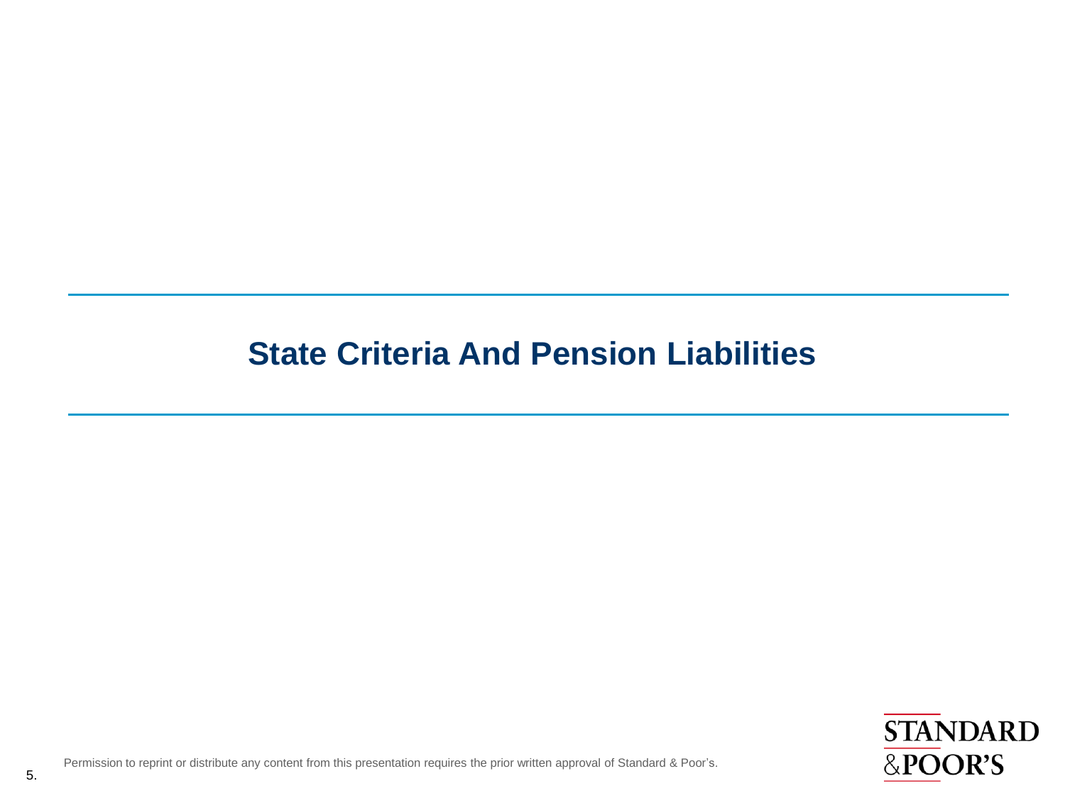# State Criteria And Pension Liabilities

Permission to reprint or distribute any content from this presentation requires the prior written approval of Standard & Poor's.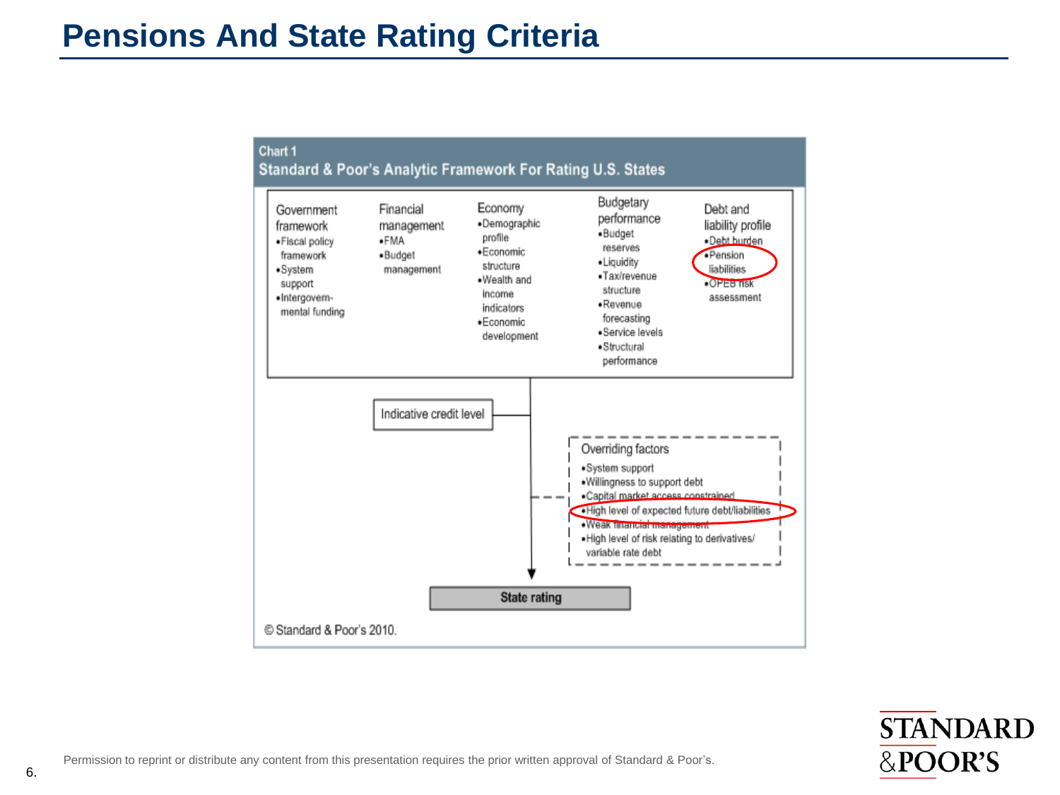# Pensions And State Rating Criteria

**Chart 1**

**Standard & Poor's Analytic Framework For Rating U.S. States**

**Government framework**
- Fiscal policy framework
- System support
- Intergovernmental funding

**Financial management**
- FMA
- Budget management

**Economy**
- Demographic profile
- Economic structure
- Wealth and income indicators
- Economic development

**Budgetary performance**
- Budget reserves
- Liquidity
- Tax/revenue structure
- Revenue forecasting
- Service levels
- Structural performance

**Debt and liability profile**
- Debt burden
- Pension liabilities
- OPEB risk assessment

Indicative credit level

**Overriding factors**
- System support
- Willingness to support debt
- Capital market access constrained
- High level of expected future debt/liabilities
- Weak financial management
- High level of risk relating to derivatives/ variable rate debt

**State rating**

© Standard & Poor's 2010.

Permission to reprint or distribute any content from this presentation requires the prior written approval of Standard & Poor's.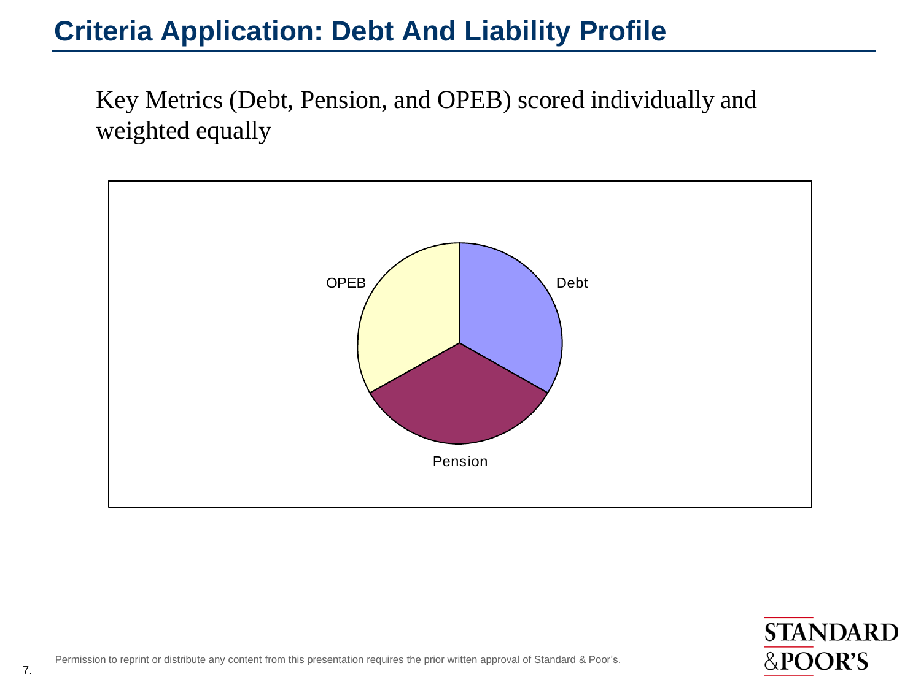# Criteria Application: Debt And Liability Profile

Key Metrics (Debt, Pension, and OPEB) scored individually and weighted equally

OPEB

Debt

Pension

Permission to reprint or distribute any content from this presentation requires the prior written approval of Standard & Poor's.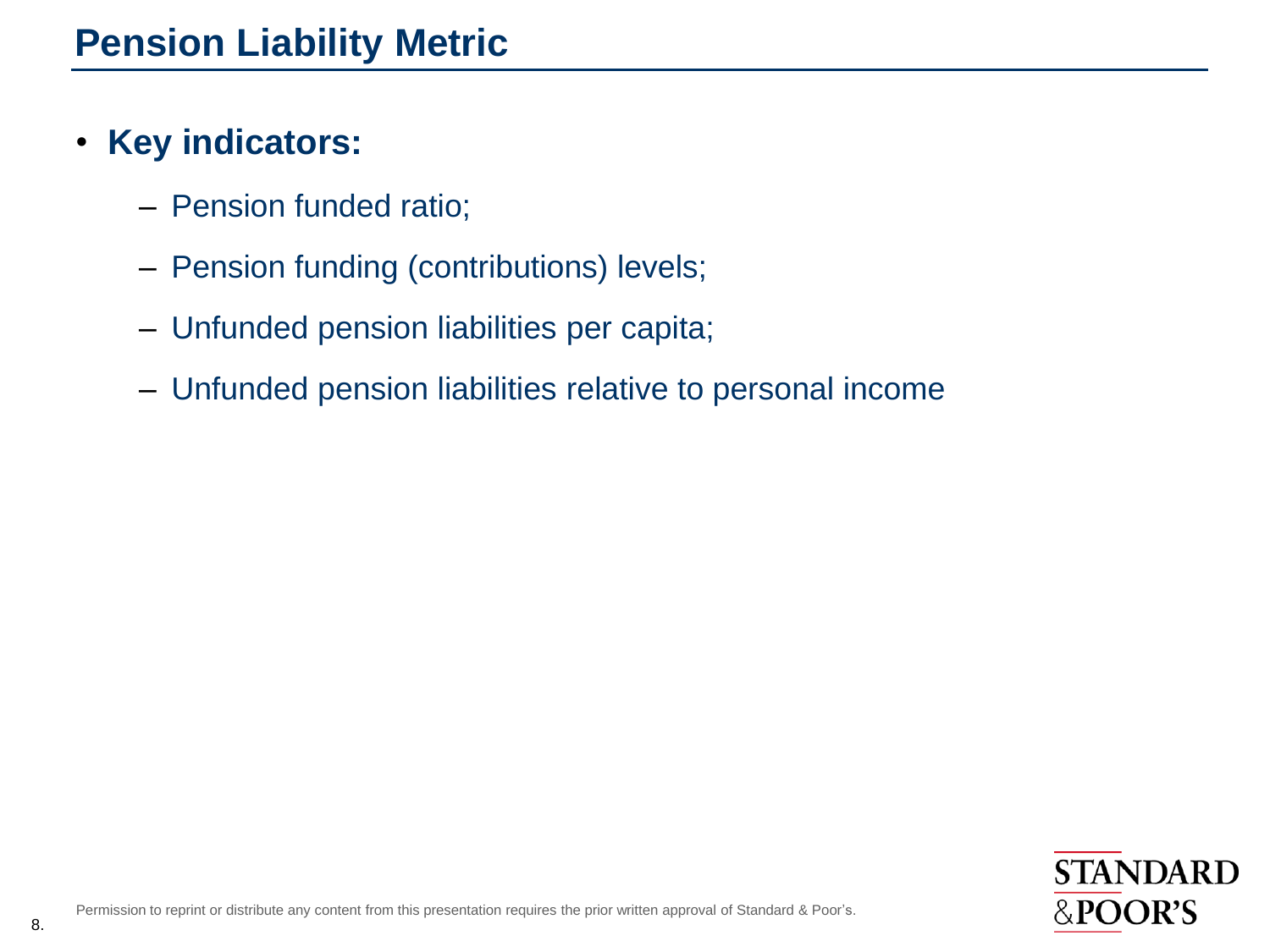# Pension Liability Metric

- **Key indicators:**
  - Pension funded ratio;
  - Pension funding (contributions) levels;
  - Unfunded pension liabilities per capita;
  - Unfunded pension liabilities relative to personal income

Permission to reprint or distribute any content from this presentation requires the prior written approval of Standard & Poor's.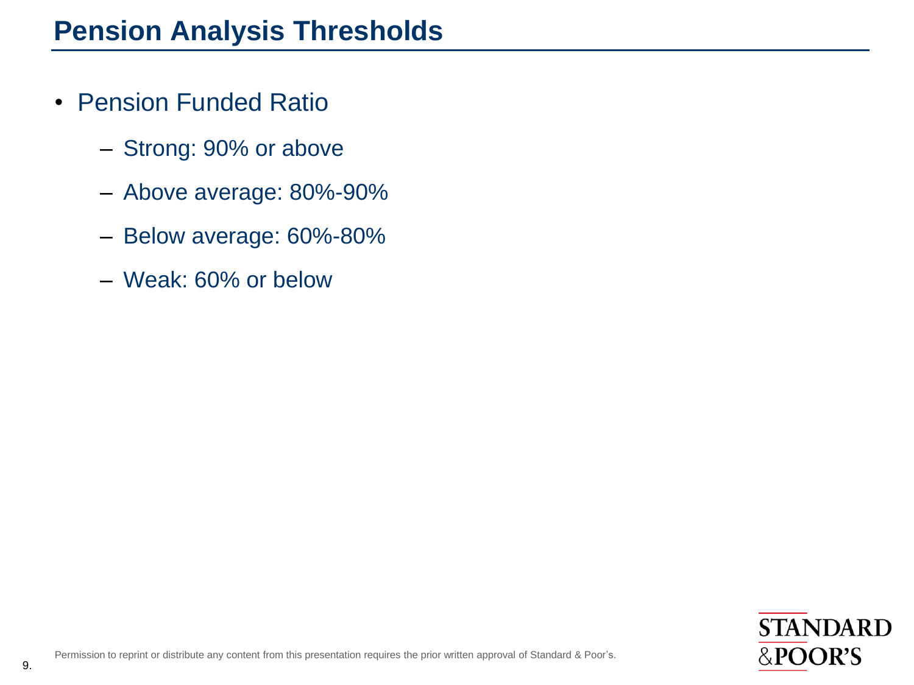# Pension Analysis Thresholds

- Pension Funded Ratio
  - Strong: 90% or above
  - Above average: 80%-90%
  - Below average: 60%-80%
  - Weak: 60% or below

Permission to reprint or distribute any content from this presentation requires the prior written approval of Standard & Poor's.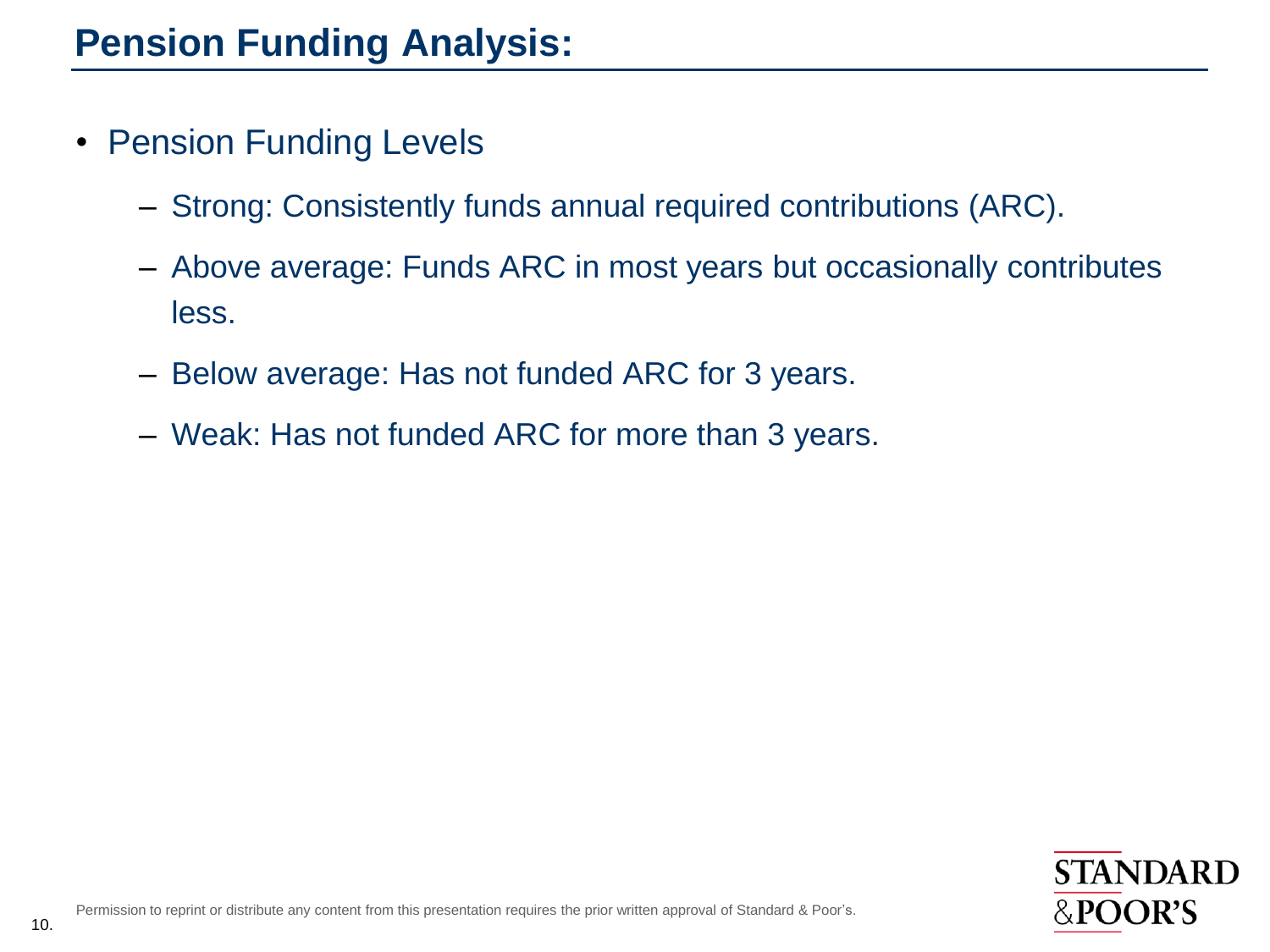# Pension Funding Analysis:

- Pension Funding Levels
  - Strong: Consistently funds annual required contributions (ARC).
  - Above average: Funds ARC in most years but occasionally contributes less.
  - Below average: Has not funded ARC for 3 years.
  - Weak: Has not funded ARC for more than 3 years.

Permission to reprint or distribute any content from this presentation requires the prior written approval of Standard & Poor's.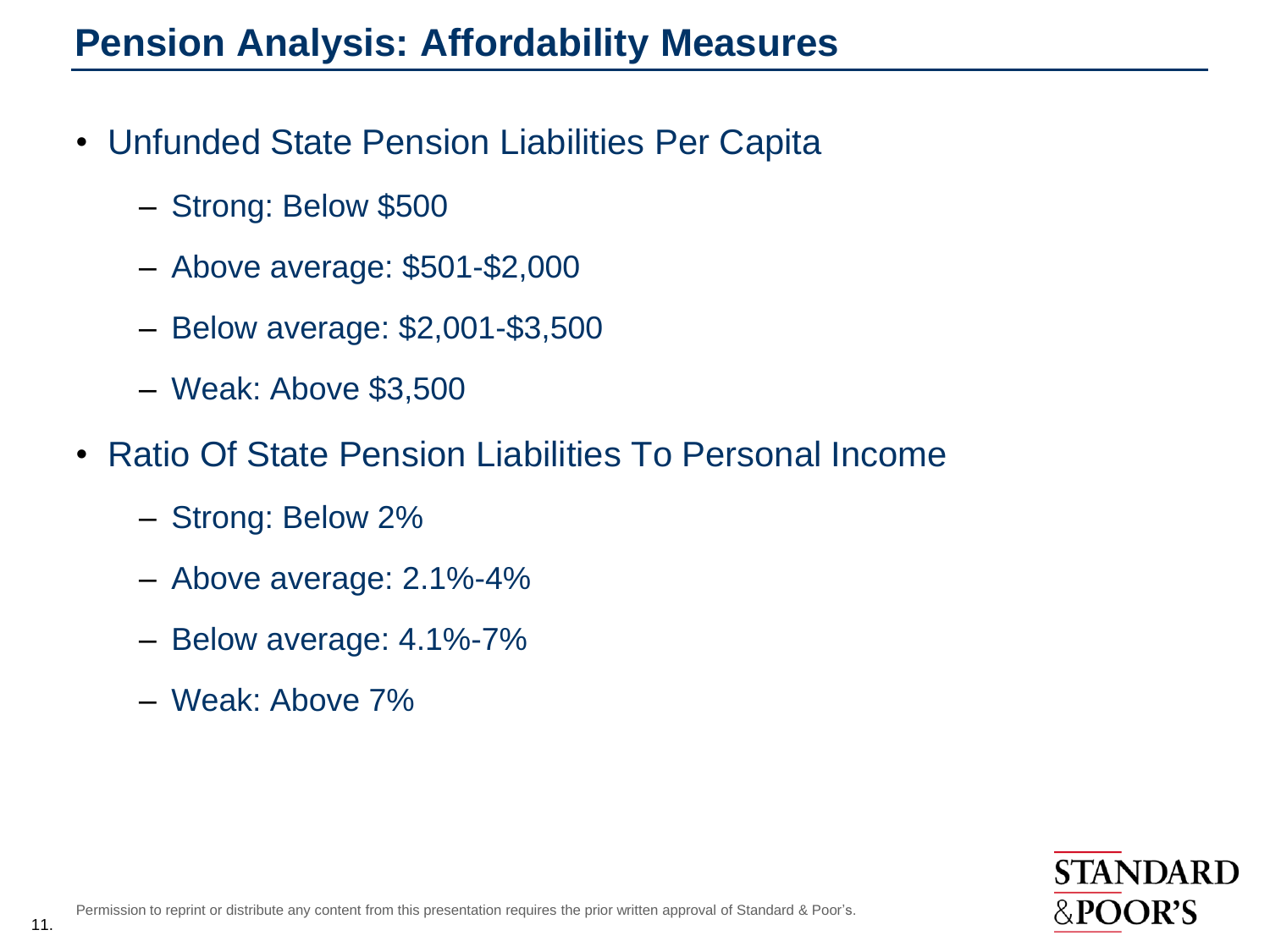# Pension Analysis: Affordability Measures

- Unfunded State Pension Liabilities Per Capita
  - Strong: Below $500
  - Above average: $501-$2,000
  - Below average: $2,001-$3,500
  - Weak: Above $3,500
- Ratio Of State Pension Liabilities To Personal Income
  - Strong: Below 2%
  - Above average: 2.1%-4%
  - Below average: 4.1%-7%
  - Weak: Above 7%

Permission to reprint or distribute any content from this presentation requires the prior written approval of Standard & Poor's.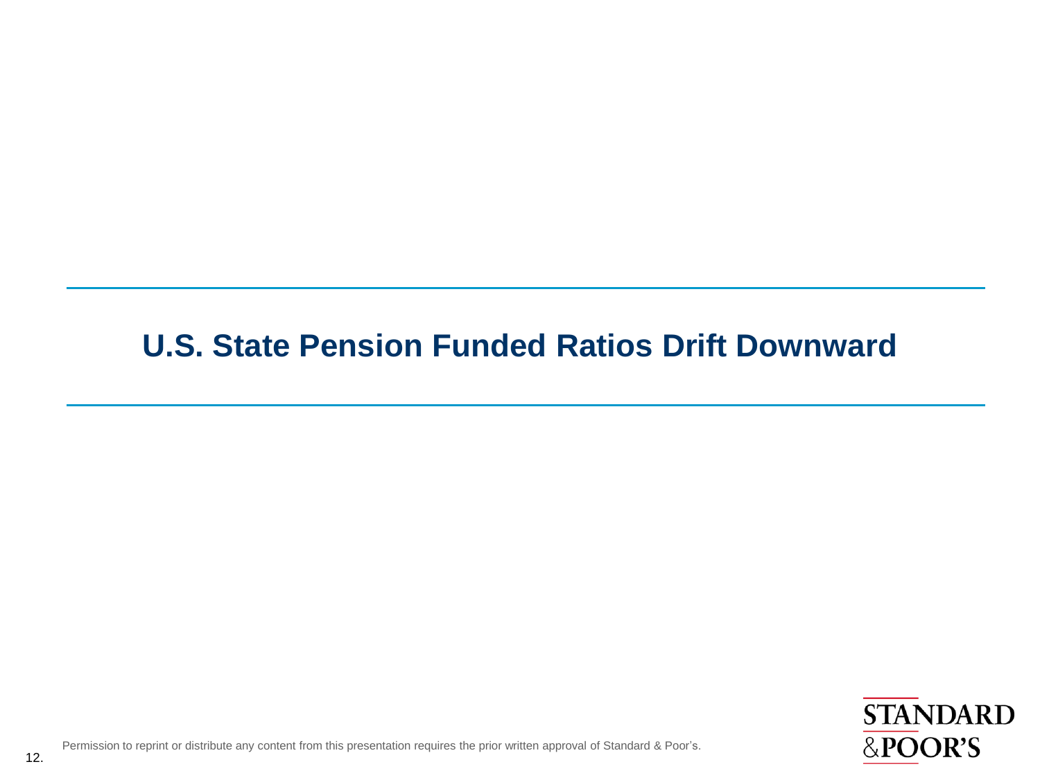# U.S. State Pension Funded Ratios Drift Downward

Permission to reprint or distribute any content from this presentation requires the prior written approval of Standard & Poor's.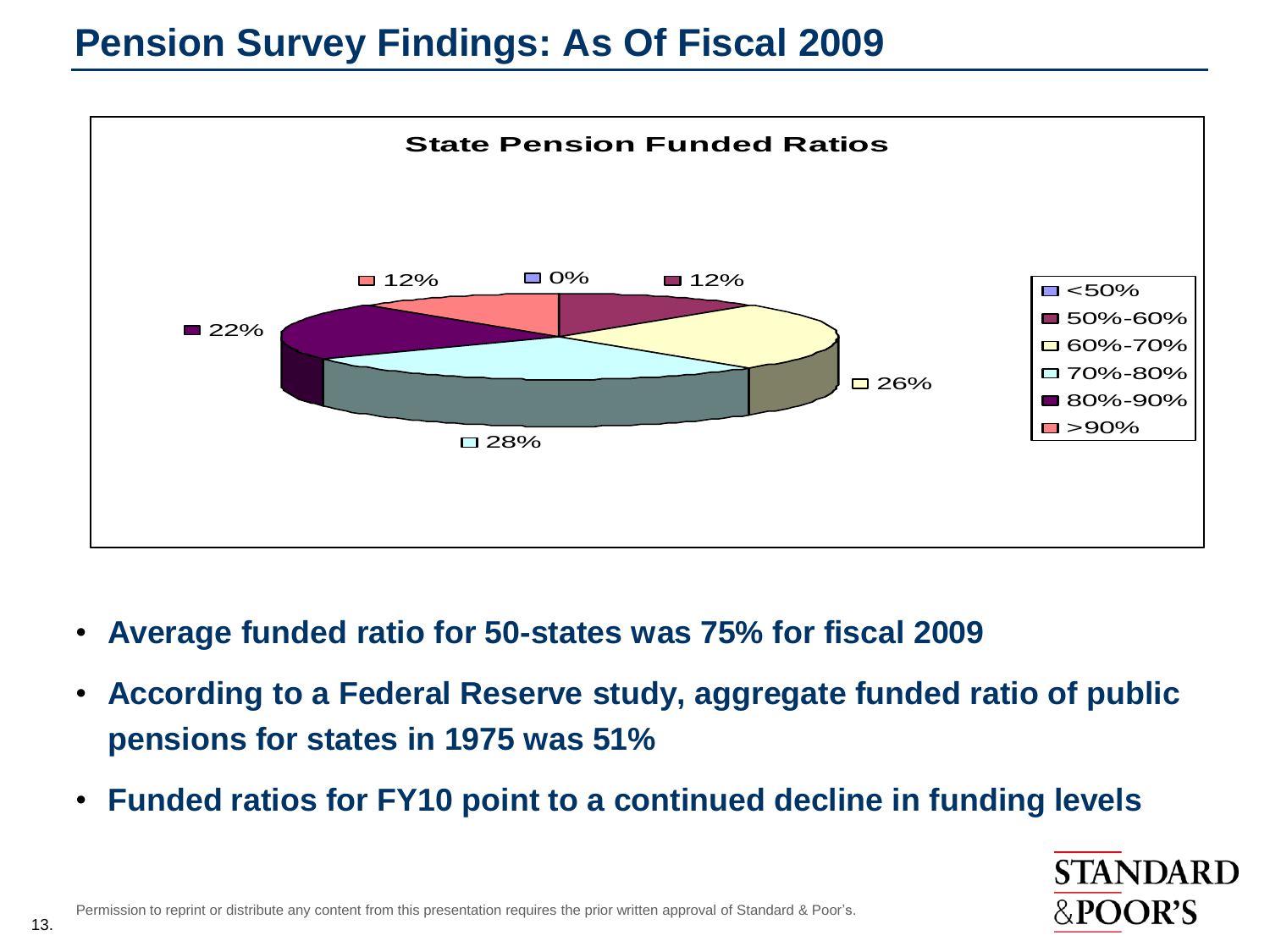# Pension Survey Findings: As Of Fiscal 2009

**State Pension Funded Ratios**

| Funded Ratio | Share |
| --- | --- |
| <50% | 0% |
| 50%-60% | 12% |
| 60%-70% | 26% |
| 70%-80% | 28% |
| 80%-90% | 22% |
| >90% | 12% |

- **Average funded ratio for 50-states was 75% for fiscal 2009**
- **According to a Federal Reserve study, aggregate funded ratio of public pensions for states in 1975 was 51%**
- **Funded ratios for FY10 point to a continued decline in funding levels**

Permission to reprint or distribute any content from this presentation requires the prior written approval of Standard & Poor's.

STANDARD & POOR'S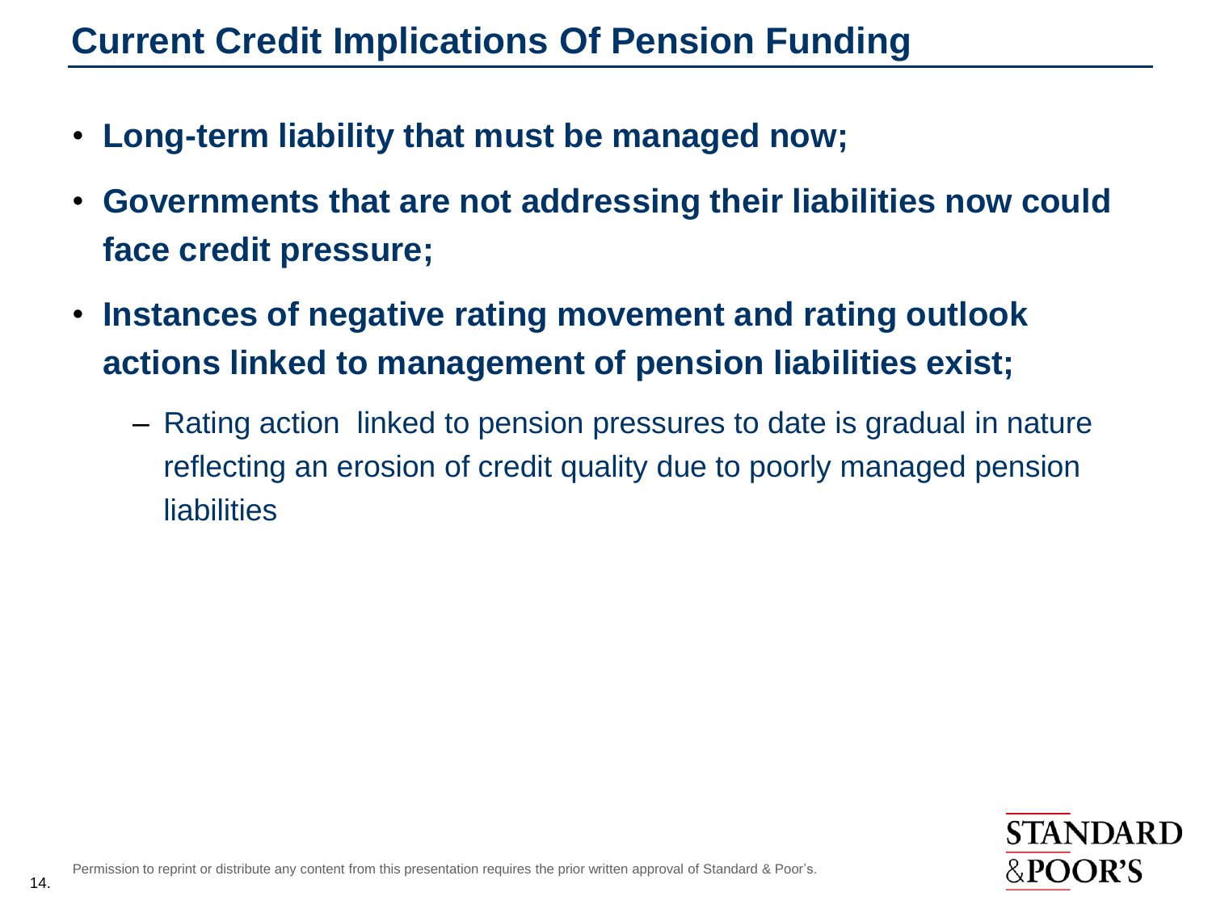# Current Credit Implications Of Pension Funding

- **Long-term liability that must be managed now;**
- **Governments that are not addressing their liabilities now could face credit pressure;**
- **Instances of negative rating movement and rating outlook actions linked to management of pension liabilities exist;**
  - Rating action linked to pension pressures to date is gradual in nature reflecting an erosion of credit quality due to poorly managed pension liabilities

Permission to reprint or distribute any content from this presentation requires the prior written approval of Standard & Poor's.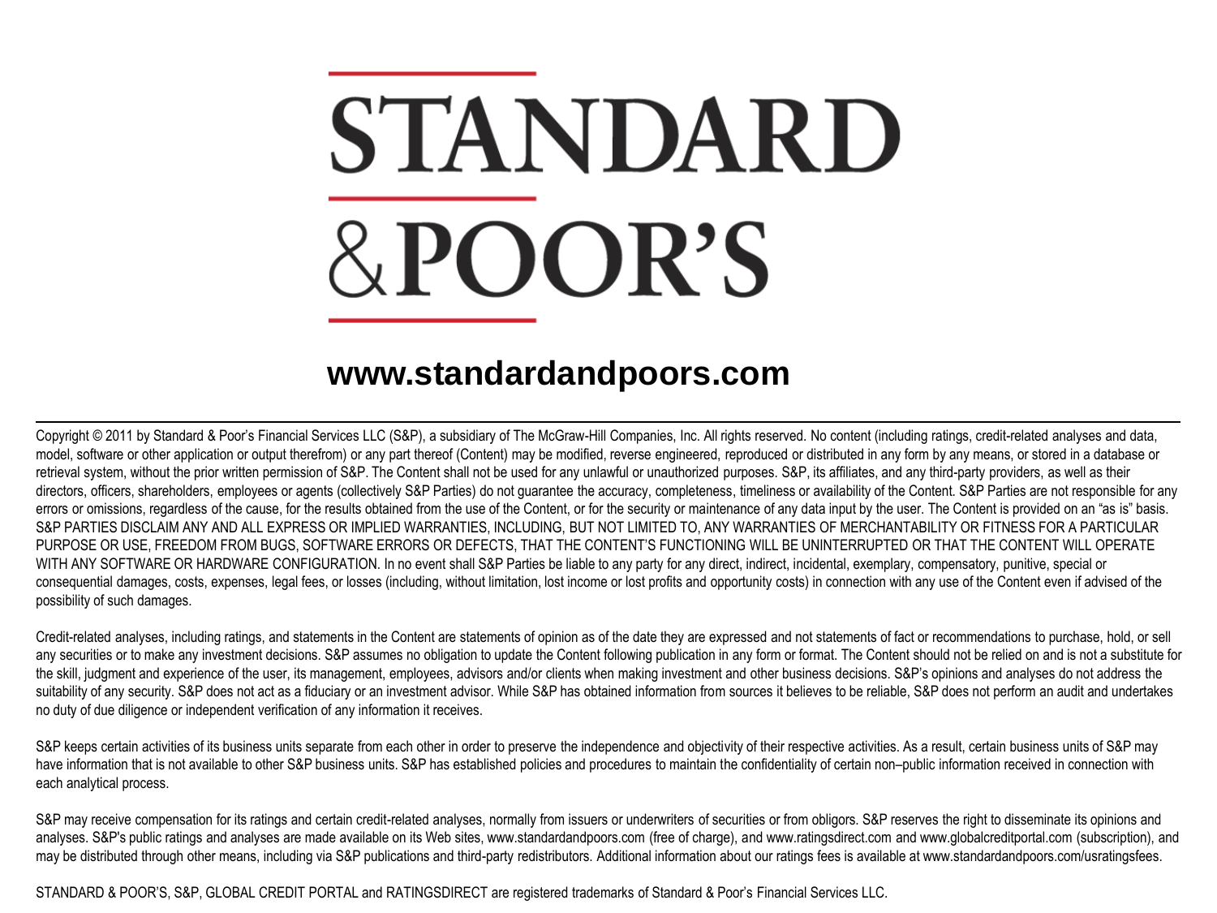# STANDARD &POOR'S

**www.standardandpoors.com**

---

Copyright © 2011 by Standard & Poor's Financial Services LLC (S&P), a subsidiary of The McGraw-Hill Companies, Inc. All rights reserved. No content (including ratings, credit-related analyses and data, model, software or other application or output therefrom) or any part thereof (Content) may be modified, reverse engineered, reproduced or distributed in any form by any means, or stored in a database or retrieval system, without the prior written permission of S&P. The Content shall not be used for any unlawful or unauthorized purposes. S&P, its affiliates, and any third-party providers, as well as their directors, officers, shareholders, employees or agents (collectively S&P Parties) do not guarantee the accuracy, completeness, timeliness or availability of the Content. S&P Parties are not responsible for any errors or omissions, regardless of the cause, for the results obtained from the use of the Content, or for the security or maintenance of any data input by the user. The Content is provided on an "as is" basis. S&P PARTIES DISCLAIM ANY AND ALL EXPRESS OR IMPLIED WARRANTIES, INCLUDING, BUT NOT LIMITED TO, ANY WARRANTIES OF MERCHANTABILITY OR FITNESS FOR A PARTICULAR PURPOSE OR USE, FREEDOM FROM BUGS, SOFTWARE ERRORS OR DEFECTS, THAT THE CONTENT'S FUNCTIONING WILL BE UNINTERRUPTED OR THAT THE CONTENT WILL OPERATE WITH ANY SOFTWARE OR HARDWARE CONFIGURATION. In no event shall S&P Parties be liable to any party for any direct, indirect, incidental, exemplary, compensatory, punitive, special or consequential damages, costs, expenses, legal fees, or losses (including, without limitation, lost income or lost profits and opportunity costs) in connection with any use of the Content even if advised of the possibility of such damages.

Credit-related analyses, including ratings, and statements in the Content are statements of opinion as of the date they are expressed and not statements of fact or recommendations to purchase, hold, or sell any securities or to make any investment decisions. S&P assumes no obligation to update the Content following publication in any form or format. The Content should not be relied on and is not a substitute for the skill, judgment and experience of the user, its management, employees, advisors and/or clients when making investment and other business decisions. S&P's opinions and analyses do not address the suitability of any security. S&P does not act as a fiduciary or an investment advisor. While S&P has obtained information from sources it believes to be reliable, S&P does not perform an audit and undertakes no duty of due diligence or independent verification of any information it receives.

S&P keeps certain activities of its business units separate from each other in order to preserve the independence and objectivity of their respective activities. As a result, certain business units of S&P may have information that is not available to other S&P business units. S&P has established policies and procedures to maintain the confidentiality of certain non–public information received in connection with each analytical process.

S&P may receive compensation for its ratings and certain credit-related analyses, normally from issuers or underwriters of securities or from obligors. S&P reserves the right to disseminate its opinions and analyses. S&P's public ratings and analyses are made available on its Web sites, www.standardandpoors.com (free of charge), and www.ratingsdirect.com and www.globalcreditportal.com (subscription), and may be distributed through other means, including via S&P publications and third-party redistributors. Additional information about our ratings fees is available at www.standardandpoors.com/usratingsfees.

STANDARD & POOR'S, S&P, GLOBAL CREDIT PORTAL and RATINGSDIRECT are registered trademarks of Standard & Poor's Financial Services LLC.